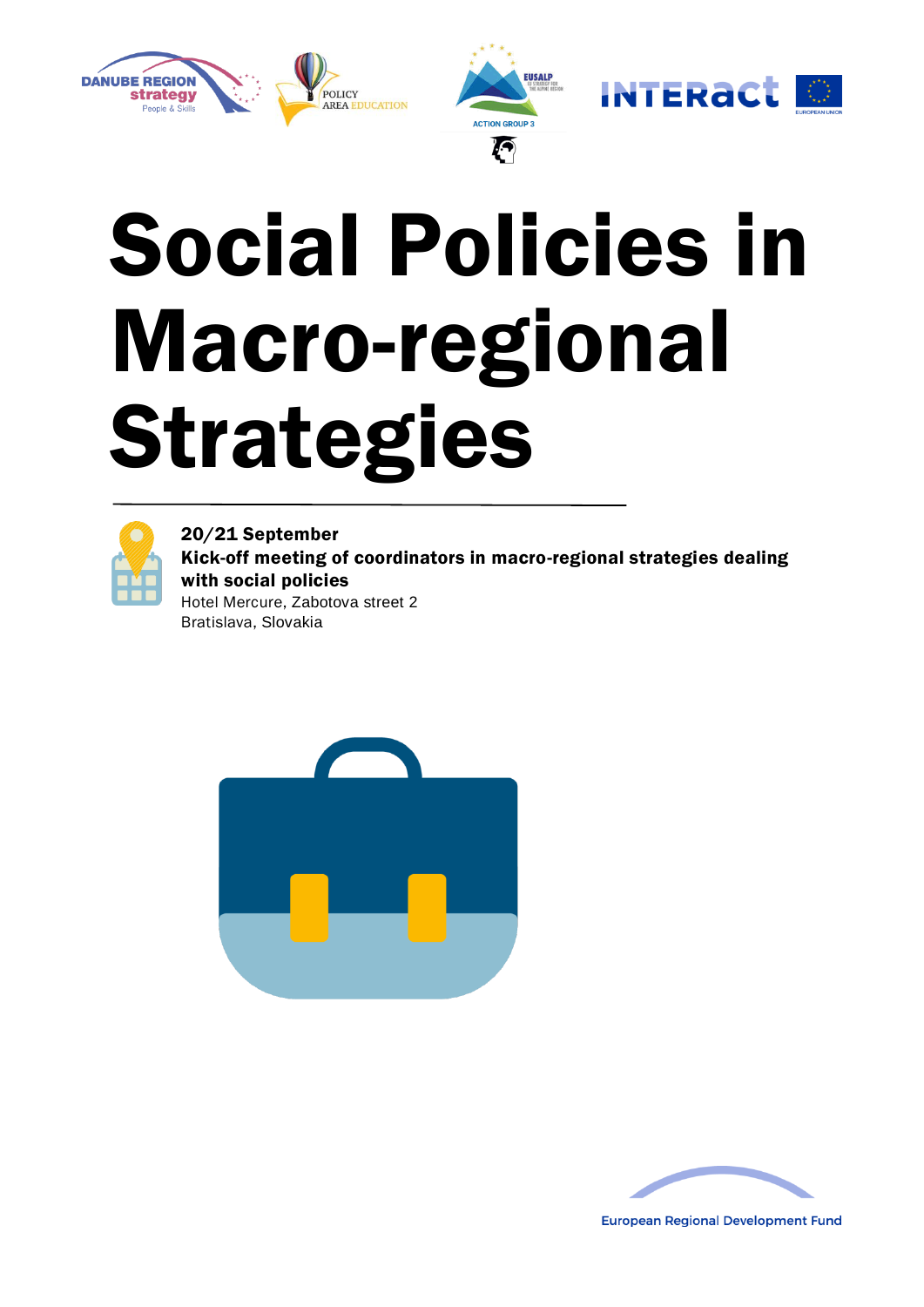# Social Policies in Macro-regional Strategies

**20/21 September**

**Kick-off meeting of coordinators in macro-regional strategies dealing with social policies**

Hotel Mercure, Zabotova street 2

Bratislava, Slovakia

European Regional Development Fund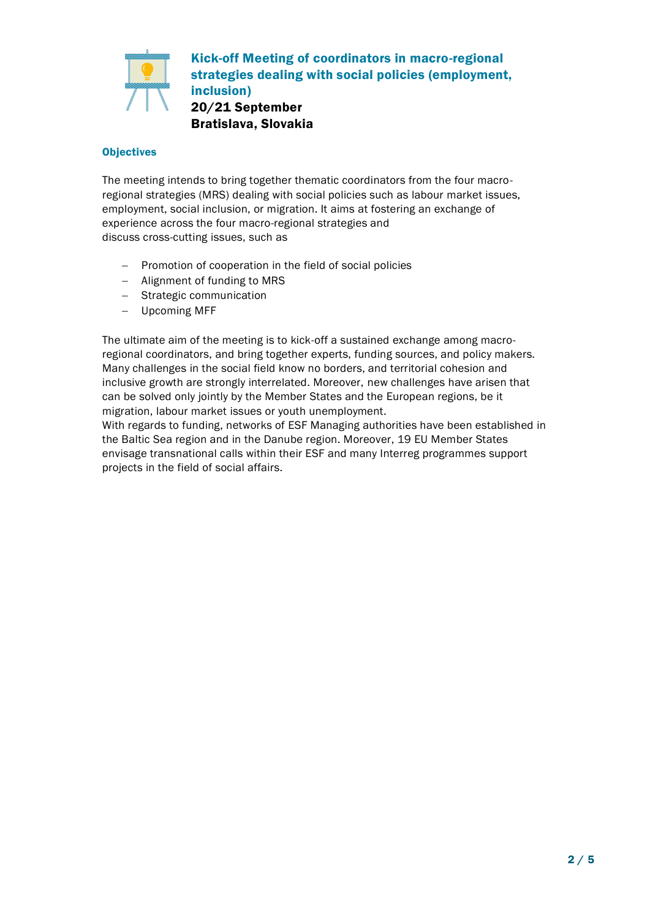# Kick-off Meeting of coordinators in macro-regional strategies dealing with social policies (employment, inclusion)

**20/21 September**
**Bratislava, Slovakia**

## Objectives

The meeting intends to bring together thematic coordinators from the four macro-regional strategies (MRS) dealing with social policies such as labour market issues, employment, social inclusion, or migration. It aims at fostering an exchange of experience across the four macro-regional strategies and discuss cross-cutting issues, such as

- Promotion of cooperation in the field of social policies
- Alignment of funding to MRS
- Strategic communication
- Upcoming MFF

The ultimate aim of the meeting is to kick-off a sustained exchange among macro-regional coordinators, and bring together experts, funding sources, and policy makers. Many challenges in the social field know no borders, and territorial cohesion and inclusive growth are strongly interrelated. Moreover, new challenges have arisen that can be solved only jointly by the Member States and the European regions, be it migration, labour market issues or youth unemployment.
With regards to funding, networks of ESF Managing authorities have been established in the Baltic Sea region and in the Danube region. Moreover, 19 EU Member States envisage transnational calls within their ESF and many Interreg programmes support projects in the field of social affairs.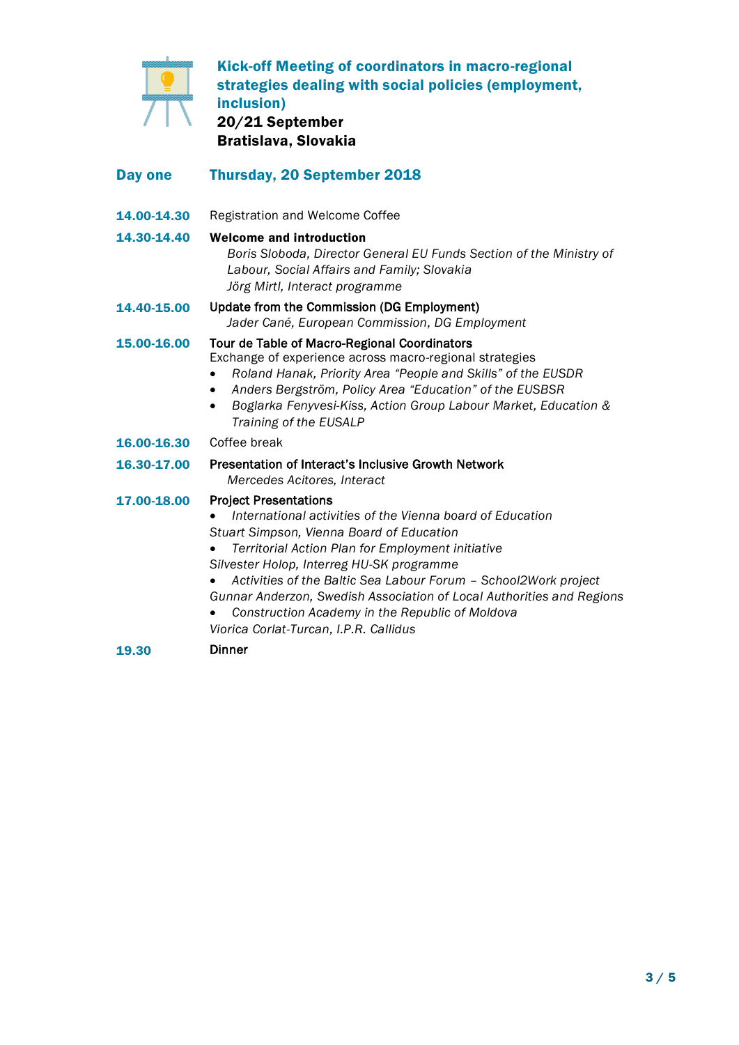# Kick-off Meeting of coordinators in macro-regional strategies dealing with social policies (employment, inclusion)

**20/21 September**
**Bratislava, Slovakia**

## Day one — Thursday, 20 September 2018

**14.00-14.30** Registration and Welcome Coffee

**14.30-14.40** **Welcome and introduction**
*Boris Sloboda, Director General EU Funds Section of the Ministry of Labour, Social Affairs and Family; Slovakia*
*Jörg Mirtl, Interact programme*

**14.40-15.00** **Update from the Commission (DG Employment)**
*Jader Cané, European Commission, DG Employment*

**15.00-16.00** **Tour de Table of Macro-Regional Coordinators**
Exchange of experience across macro-regional strategies
- *Roland Hanak, Priority Area "People and Skills" of the EUSDR*
- *Anders Bergström, Policy Area "Education" of the EUSBSR*
- *Boglarka Fenyvesi-Kiss, Action Group Labour Market, Education & Training of the EUSALP*

**16.00-16.30** Coffee break

**16.30-17.00** **Presentation of Interact's Inclusive Growth Network**
*Mercedes Acitores, Interact*

**17.00-18.00** **Project Presentations**
- *International activities of the Vienna board of Education*

*Stuart Simpson, Vienna Board of Education*
- *Territorial Action Plan for Employment initiative*

*Silvester Holop, Interreg HU-SK programme*
- *Activities of the Baltic Sea Labour Forum – School2Work project*

*Gunnar Anderzon, Swedish Association of Local Authorities and Regions*
- *Construction Academy in the Republic of Moldova*

*Viorica Corlat-Turcan, I.P.R. Callidus*

**19.30** **Dinner**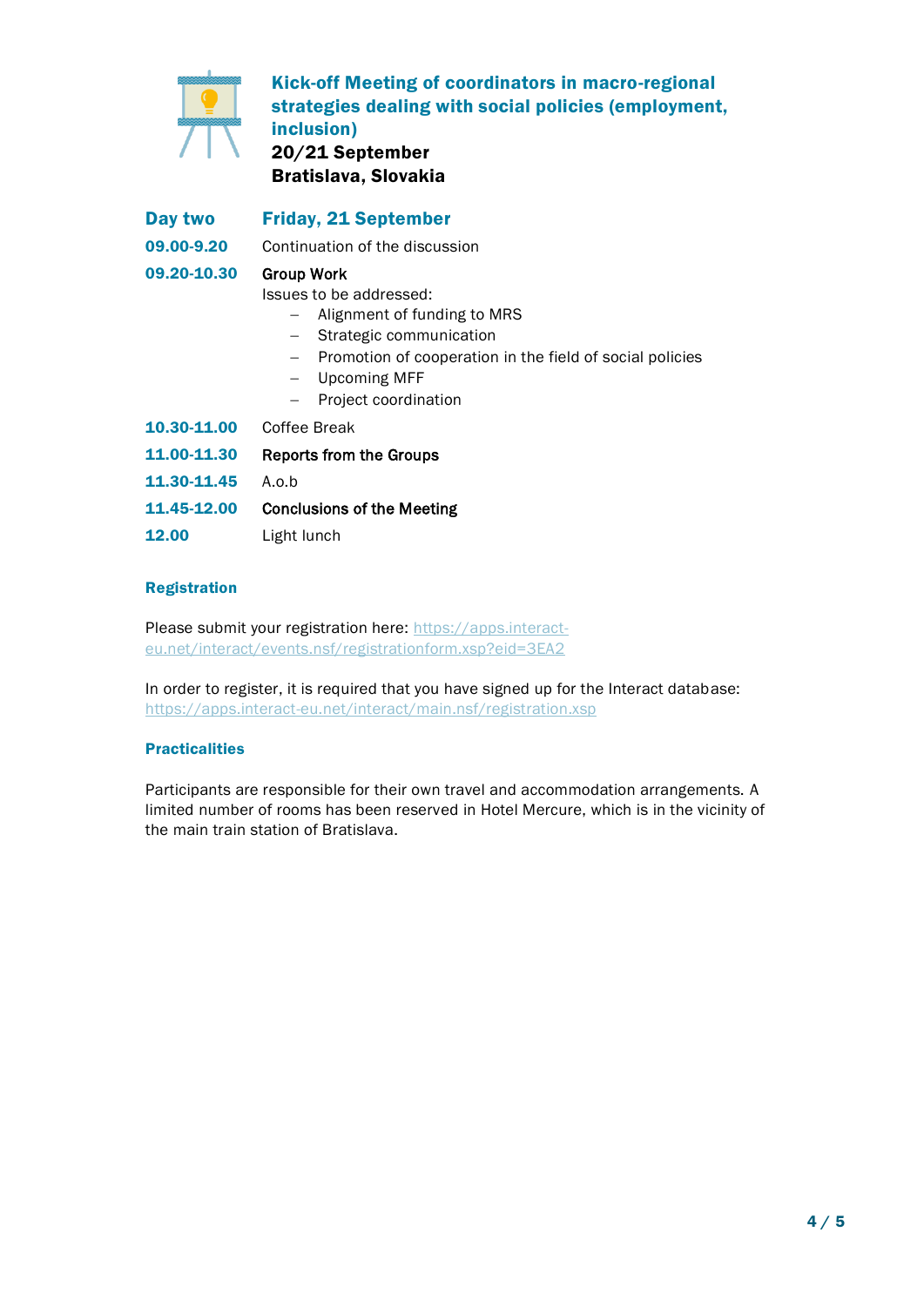# Kick-off Meeting of coordinators in macro-regional strategies dealing with social policies (employment, inclusion)

**20/21 September**
**Bratislava, Slovakia**

## Day two — Friday, 21 September

| | |
|---|---|
| **09.00-9.20** | Continuation of the discussion |
| **09.20-10.30** | **Group Work**<br>Issues to be addressed:<br>– Alignment of funding to MRS<br>– Strategic communication<br>– Promotion of cooperation in the field of social policies<br>– Upcoming MFF<br>– Project coordination |
| **10.30-11.00** | Coffee Break |
| **11.00-11.30** | **Reports from the Groups** |
| **11.30-11.45** | A.o.b |
| **11.45-12.00** | **Conclusions of the Meeting** |
| **12.00** | Light lunch |

### Registration

Please submit your registration here: https://apps.interact-eu.net/interact/events.nsf/registrationform.xsp?eid=3EA2

In order to register, it is required that you have signed up for the Interact database: https://apps.interact-eu.net/interact/main.nsf/registration.xsp

### Practicalities

Participants are responsible for their own travel and accommodation arrangements. A limited number of rooms has been reserved in Hotel Mercure, which is in the vicinity of the main train station of Bratislava.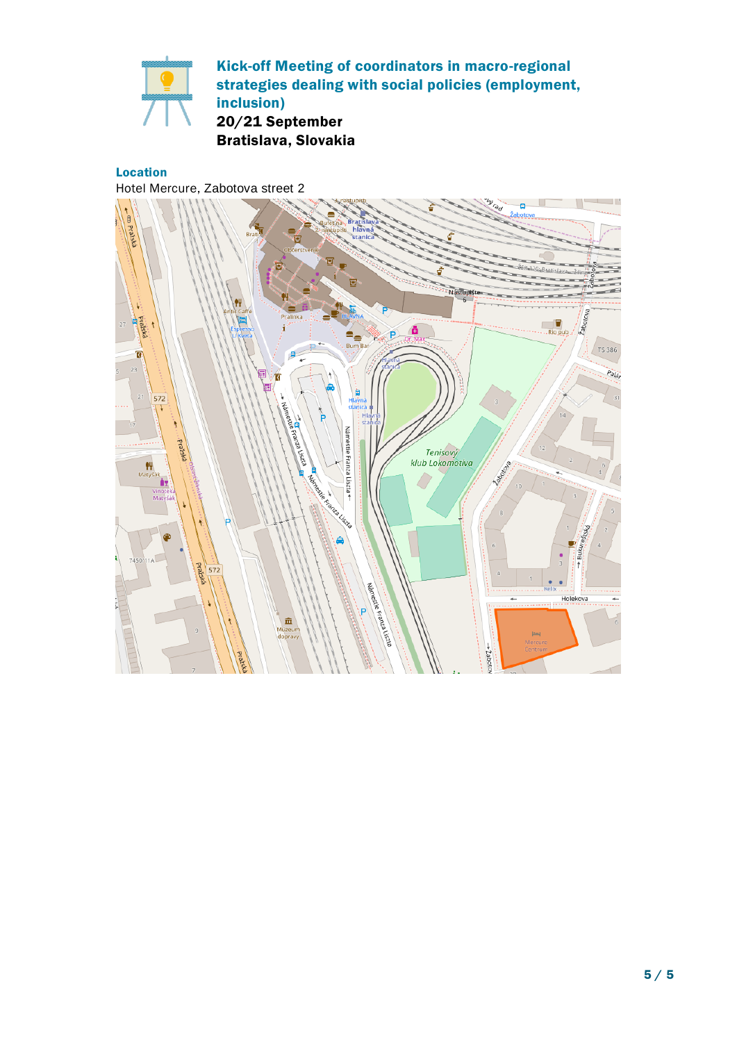**Kick-off Meeting of coordinators in macro-regional strategies dealing with social policies (employment, inclusion)**

**20/21 September**

**Bratislava, Slovakia**

**Location**

Hotel Mercure, Zabotova street 2